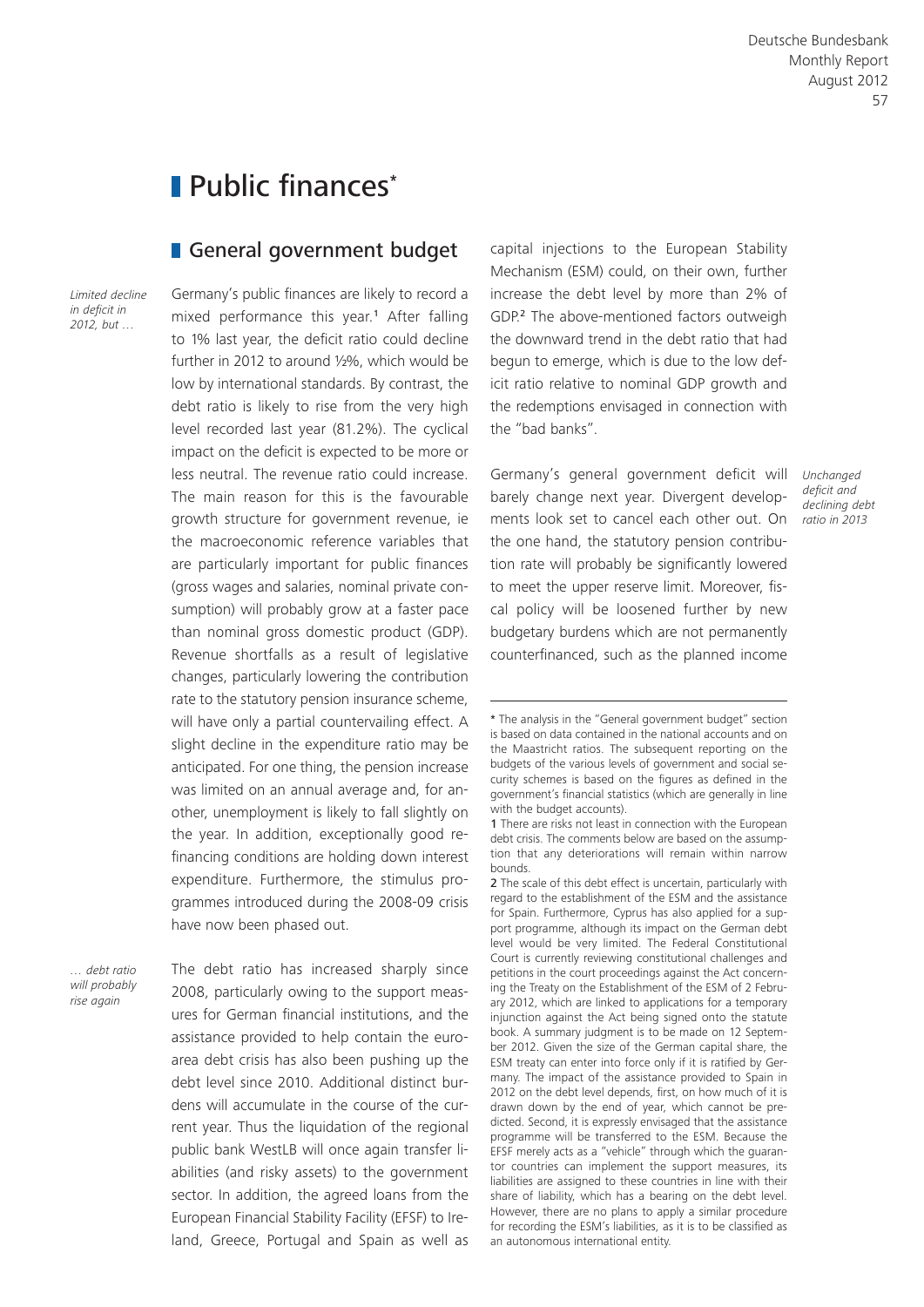# Public finances*

## General government budget

*Limited decline in deficit in 2012, but …*

Germany's public finances are likely to record a mixed performance this year.[1] After falling to 1% last year, the deficit ratio could decline further in 2012 to around ½%, which would be low by international standards. By contrast, the debt ratio is likely to rise from the very high level recorded last year (81.2%). The cyclical impact on the deficit is expected to be more or less neutral. The revenue ratio could increase. The main reason for this is the favourable growth structure for government revenue, ie the macroeconomic reference variables that are particularly important for public finances (gross wages and salaries, nominal private consumption) will probably grow at a faster pace than nominal gross domestic product (GDP). Revenue shortfalls as a result of legislative changes, particularly lowering the contribution rate to the statutory pension insurance scheme, will have only a partial countervailing effect. A slight decline in the expenditure ratio may be anticipated. For one thing, the pension increase was limited on an annual average and, for another, unemployment is likely to fall slightly on the year. In addition, exceptionally good refinancing conditions are holding down interest expenditure. Furthermore, the stimulus programmes introduced during the 2008-09 crisis have now been phased out.

*… debt ratio will probably rise again*

The debt ratio has increased sharply since 2008, particularly owing to the support measures for German financial institutions, and the assistance provided to help contain the euro-area debt crisis has also been pushing up the debt level since 2010. Additional distinct burdens will accumulate in the course of the current year. Thus the liquidation of the regional public bank WestLB will once again transfer liabilities (and risky assets) to the government sector. In addition, the agreed loans from the European Financial Stability Facility (EFSF) to Ireland, Greece, Portugal and Spain as well as capital injections to the European Stability Mechanism (ESM) could, on their own, further increase the debt level by more than 2% of GDP.[2] The above-mentioned factors outweigh the downward trend in the debt ratio that had begun to emerge, which is due to the low deficit ratio relative to nominal GDP growth and the redemptions envisaged in connection with the "bad banks".

*Unchanged deficit and declining debt ratio in 2013*

Germany's general government deficit will barely change next year. Divergent developments look set to cancel each other out. On the one hand, the statutory pension contribution rate will probably be significantly lowered to meet the upper reserve limit. Moreover, fiscal policy will be loosened further by new budgetary burdens which are not permanently counterfinanced, such as the planned income

---

\* The analysis in the "General government budget" section is based on data contained in the national accounts and on the Maastricht ratios. The subsequent reporting on the budgets of the various levels of government and social security schemes is based on the figures as defined in the government's financial statistics (which are generally in line with the budget accounts).

1 There are risks not least in connection with the European debt crisis. The comments below are based on the assumption that any deteriorations will remain within narrow bounds.

2 The scale of this debt effect is uncertain, particularly with regard to the establishment of the ESM and the assistance for Spain. Furthermore, Cyprus has also applied for a support programme, although its impact on the German debt level would be very limited. The Federal Constitutional Court is currently reviewing constitutional challenges and petitions in the court proceedings against the Act concerning the Treaty on the Establishment of the ESM of 2 February 2012, which are linked to applications for a temporary injunction against the Act being signed onto the statute book. A summary judgment is to be made on 12 September 2012. Given the size of the German capital share, the ESM treaty can enter into force only if it is ratified by Germany. The impact of the assistance provided to Spain in 2012 on the debt level depends, first, on how much of it is drawn down by the end of year, which cannot be predicted. Second, it is expressly envisaged that the assistance programme will be transferred to the ESM. Because the EFSF merely acts as a "vehicle" through which the guarantor countries can implement the support measures, its liabilities are assigned to these countries in line with their share of liability, which has a bearing on the debt level. However, there are no plans to apply a similar procedure for recording the ESM's liabilities, as it is to be classified as an autonomous international entity.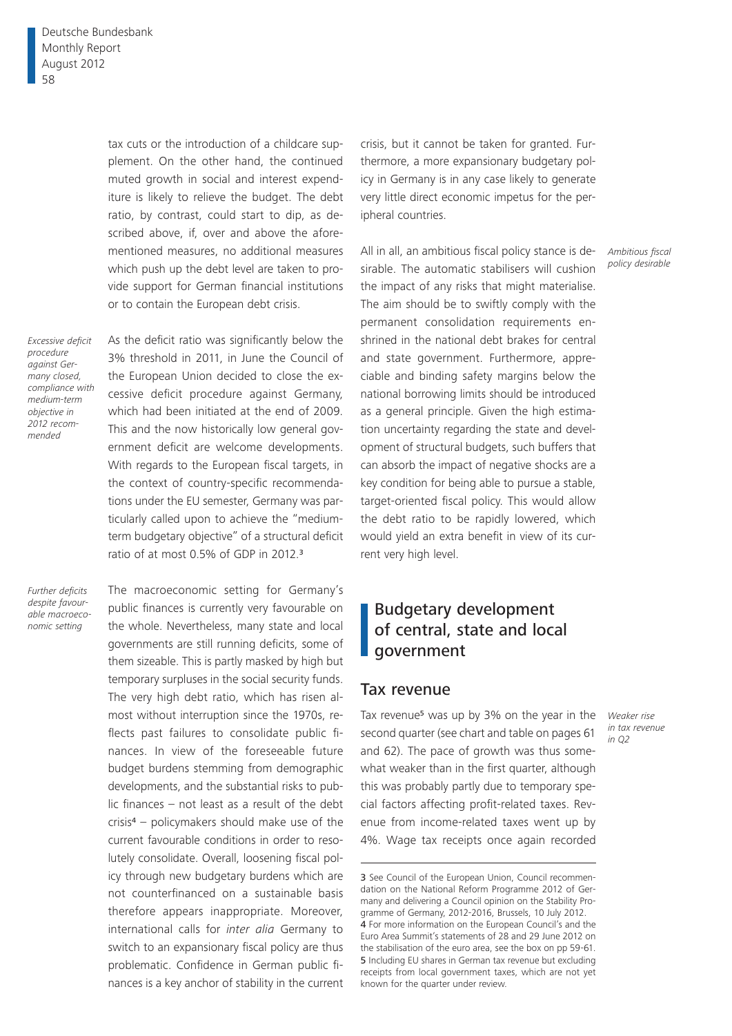tax cuts or the introduction of a childcare supplement. On the other hand, the continued muted growth in social and interest expenditure is likely to relieve the budget. The debt ratio, by contrast, could start to dip, as described above, if, over and above the aforementioned measures, no additional measures which push up the debt level are taken to provide support for German financial institutions or to contain the European debt crisis.

*Excessive deficit procedure against Germany closed, compliance with medium-term objective in 2012 recommended*

As the deficit ratio was significantly below the 3% threshold in 2011, in June the Council of the European Union decided to close the excessive deficit procedure against Germany, which had been initiated at the end of 2009. This and the now historically low general government deficit are welcome developments. With regards to the European fiscal targets, in the context of country-specific recommendations under the EU semester, Germany was particularly called upon to achieve the "medium-term budgetary objective" of a structural deficit ratio of at most 0.5% of GDP in 2012.[3]

*Further deficits despite favourable macroeconomic setting*

The macroeconomic setting for Germany's public finances is currently very favourable on the whole. Nevertheless, many state and local governments are still running deficits, some of them sizeable. This is partly masked by high but temporary surpluses in the social security funds. The very high debt ratio, which has risen almost without interruption since the 1970s, reflects past failures to consolidate public finances. In view of the foreseeable future budget burdens stemming from demographic developments, and the substantial risks to public finances – not least as a result of the debt crisis[4] – policymakers should make use of the current favourable conditions in order to resolutely consolidate. Overall, loosening fiscal policy through new budgetary burdens which are not counterfinanced on a sustainable basis therefore appears inappropriate. Moreover, international calls for *inter alia* Germany to switch to an expansionary fiscal policy are thus problematic. Confidence in German public finances is a key anchor of stability in the current crisis, but it cannot be taken for granted. Furthermore, a more expansionary budgetary policy in Germany is in any case likely to generate very little direct economic impetus for the peripheral countries.

*Ambitious fiscal policy desirable*

All in all, an ambitious fiscal policy stance is desirable. The automatic stabilisers will cushion the impact of any risks that might materialise. The aim should be to swiftly comply with the permanent consolidation requirements enshrined in the national debt brakes for central and state government. Furthermore, appreciable and binding safety margins below the national borrowing limits should be introduced as a general principle. Given the high estimation uncertainty regarding the state and development of structural budgets, such buffers that can absorb the impact of negative shocks are a key condition for being able to pursue a stable, target-oriented fiscal policy. This would allow the debt ratio to be rapidly lowered, which would yield an extra benefit in view of its current very high level.

# Budgetary development of central, state and local government

## Tax revenue

*Weaker rise in tax revenue in Q2*

Tax revenue[5] was up by 3% on the year in the second quarter (see chart and table on pages 61 and 62). The pace of growth was thus somewhat weaker than in the first quarter, although this was probably partly due to temporary special factors affecting profit-related taxes. Revenue from income-related taxes went up by 4%. Wage tax receipts once again recorded

---

3 See Council of the European Union, Council recommendation on the National Reform Programme 2012 of Germany and delivering a Council opinion on the Stability Programme of Germany, 2012-2016, Brussels, 10 July 2012.

4 For more information on the European Council's and the Euro Area Summit's statements of 28 and 29 June 2012 on the stabilisation of the euro area, see the box on pp 59-61.

5 Including EU shares in German tax revenue but excluding receipts from local government taxes, which are not yet known for the quarter under review.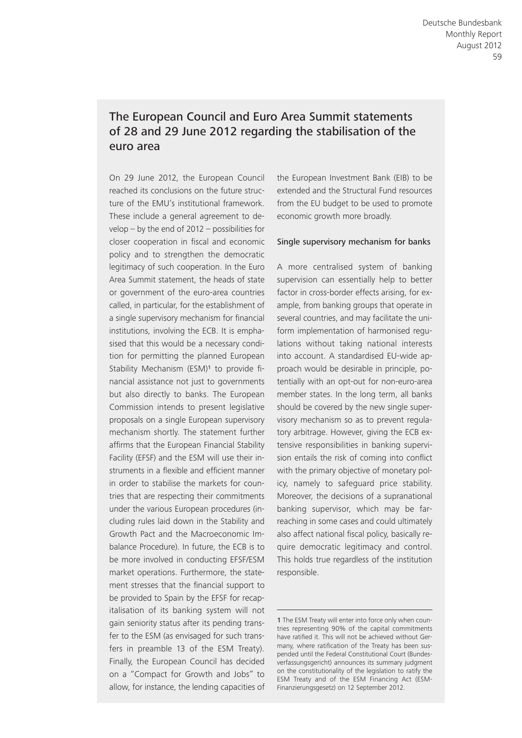## The European Council and Euro Area Summit statements of 28 and 29 June 2012 regarding the stabilisation of the euro area

On 29 June 2012, the European Council reached its conclusions on the future structure of the EMU's institutional framework. These include a general agreement to develop – by the end of 2012 – possibilities for closer cooperation in fiscal and economic policy and to strengthen the democratic legitimacy of such cooperation. In the Euro Area Summit statement, the heads of state or government of the euro-area countries called, in particular, for the establishment of a single supervisory mechanism for financial institutions, involving the ECB. It is emphasised that this would be a necessary condition for permitting the planned European Stability Mechanism (ESM)[1] to provide financial assistance not just to governments but also directly to banks. The European Commission intends to present legislative proposals on a single European supervisory mechanism shortly. The statement further affirms that the European Financial Stability Facility (EFSF) and the ESM will use their instruments in a flexible and efficient manner in order to stabilise the markets for countries that are respecting their commitments under the various European procedures (including rules laid down in the Stability and Growth Pact and the Macroeconomic Imbalance Procedure). In future, the ECB is to be more involved in conducting EFSF/ESM market operations. Furthermore, the statement stresses that the financial support to be provided to Spain by the EFSF for recapitalisation of its banking system will not gain seniority status after its pending transfer to the ESM (as envisaged for such transfers in preamble 13 of the ESM Treaty). Finally, the European Council has decided on a "Compact for Growth and Jobs" to allow, for instance, the lending capacities of the European Investment Bank (EIB) to be extended and the Structural Fund resources from the EU budget to be used to promote economic growth more broadly.

### Single supervisory mechanism for banks

A more centralised system of banking supervision can essentially help to better factor in cross-border effects arising, for example, from banking groups that operate in several countries, and may facilitate the uniform implementation of harmonised regulations without taking national interests into account. A standardised EU-wide approach would be desirable in principle, potentially with an opt-out for non-euro-area member states. In the long term, all banks should be covered by the new single supervisory mechanism so as to prevent regulatory arbitrage. However, giving the ECB extensive responsibilities in banking supervision entails the risk of coming into conflict with the primary objective of monetary policy, namely to safeguard price stability. Moreover, the decisions of a supranational banking supervisor, which may be far-reaching in some cases and could ultimately also affect national fiscal policy, basically require democratic legitimacy and control. This holds true regardless of the institution responsible.

---

[1] The ESM Treaty will enter into force only when countries representing 90% of the capital commitments have ratified it. This will not be achieved without Germany, where ratification of the Treaty has been suspended until the Federal Constitutional Court (Bundesverfassungsgericht) announces its summary judgment on the constitutionality of the legislation to ratify the ESM Treaty and of the ESM Financing Act (ESM-Finanzierungsgesetz) on 12 September 2012.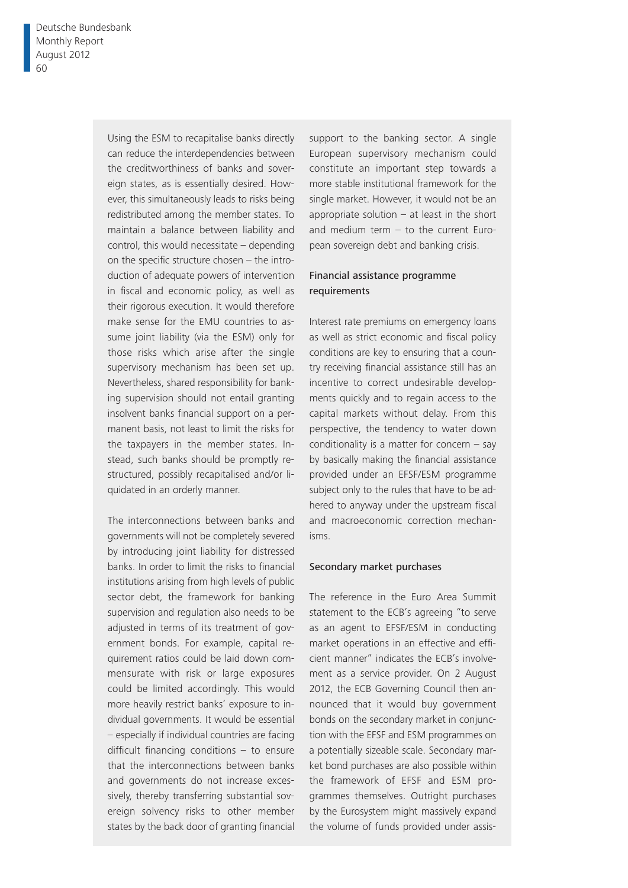Using the ESM to recapitalise banks directly can reduce the interdependencies between the creditworthiness of banks and sovereign states, as is essentially desired. However, this simultaneously leads to risks being redistributed among the member states. To maintain a balance between liability and control, this would necessitate – depending on the specific structure chosen – the introduction of adequate powers of intervention in fiscal and economic policy, as well as their rigorous execution. It would therefore make sense for the EMU countries to assume joint liability (via the ESM) only for those risks which arise after the single supervisory mechanism has been set up. Nevertheless, shared responsibility for banking supervision should not entail granting insolvent banks financial support on a permanent basis, not least to limit the risks for the taxpayers in the member states. Instead, such banks should be promptly restructured, possibly recapitalised and/or liquidated in an orderly manner.

The interconnections between banks and governments will not be completely severed by introducing joint liability for distressed banks. In order to limit the risks to financial institutions arising from high levels of public sector debt, the framework for banking supervision and regulation also needs to be adjusted in terms of its treatment of government bonds. For example, capital requirement ratios could be laid down commensurate with risk or large exposures could be limited accordingly. This would more heavily restrict banks' exposure to individual governments. It would be essential – especially if individual countries are facing difficult financing conditions – to ensure that the interconnections between banks and governments do not increase excessively, thereby transferring substantial sovereign solvency risks to other member states by the back door of granting financial support to the banking sector. A single European supervisory mechanism could constitute an important step towards a more stable institutional framework for the single market. However, it would not be an appropriate solution – at least in the short and medium term – to the current European sovereign debt and banking crisis.

### Financial assistance programme requirements

Interest rate premiums on emergency loans as well as strict economic and fiscal policy conditions are key to ensuring that a country receiving financial assistance still has an incentive to correct undesirable developments quickly and to regain access to the capital markets without delay. From this perspective, the tendency to water down conditionality is a matter for concern – say by basically making the financial assistance provided under an EFSF/ESM programme subject only to the rules that have to be adhered to anyway under the upstream fiscal and macroeconomic correction mechanisms.

### Secondary market purchases

The reference in the Euro Area Summit statement to the ECB's agreeing "to serve as an agent to EFSF/ESM in conducting market operations in an effective and efficient manner" indicates the ECB's involvement as a service provider. On 2 August 2012, the ECB Governing Council then announced that it would buy government bonds on the secondary market in conjunction with the EFSF and ESM programmes on a potentially sizeable scale. Secondary market bond purchases are also possible within the framework of EFSF and ESM programmes themselves. Outright purchases by the Eurosystem might massively expand the volume of funds provided under assis-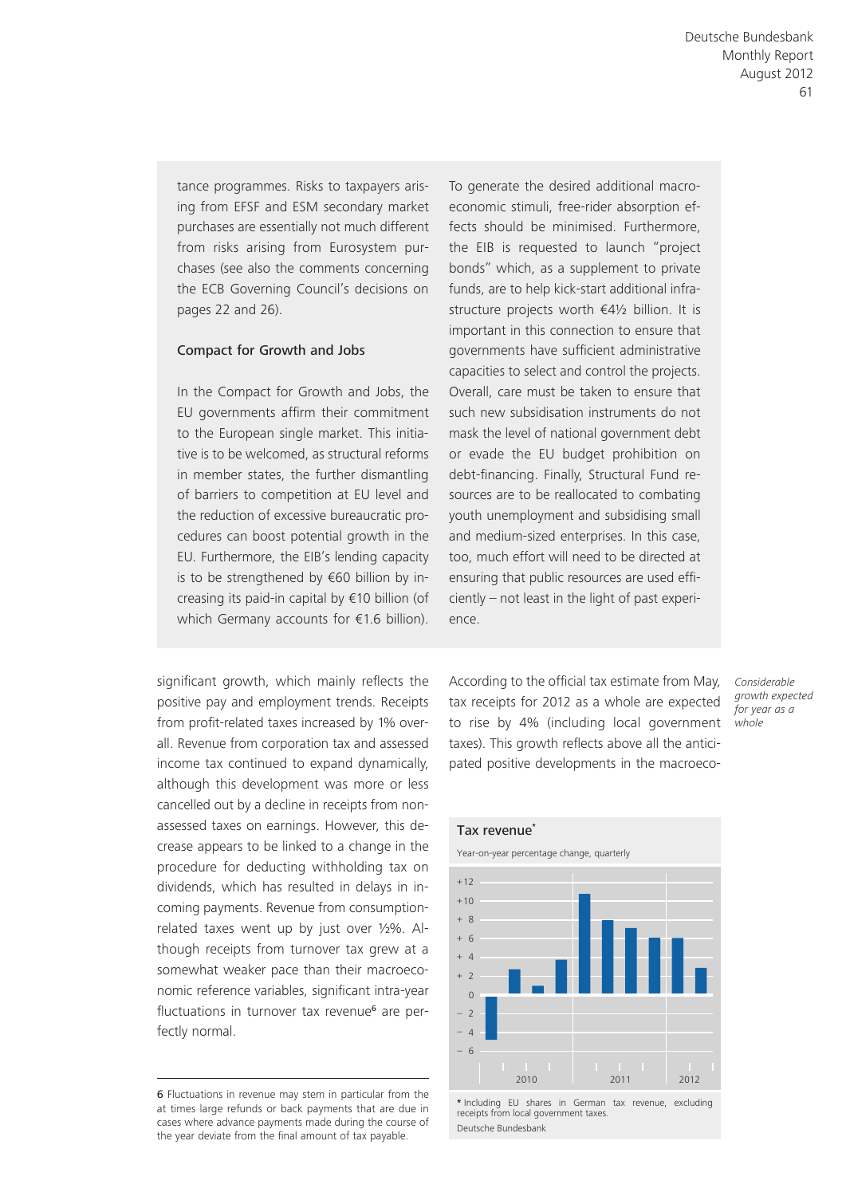tance programmes. Risks to taxpayers arising from EFSF and ESM secondary market purchases are essentially not much different from risks arising from Eurosystem purchases (see also the comments concerning the ECB Governing Council's decisions on pages 22 and 26).

### Compact for Growth and Jobs

In the Compact for Growth and Jobs, the EU governments affirm their commitment to the European single market. This initiative is to be welcomed, as structural reforms in member states, the further dismantling of barriers to competition at EU level and the reduction of excessive bureaucratic procedures can boost potential growth in the EU. Furthermore, the EIB's lending capacity is to be strengthened by €60 billion by increasing its paid-in capital by €10 billion (of which Germany accounts for €1.6 billion). To generate the desired additional macroeconomic stimuli, free-rider absorption effects should be minimised. Furthermore, the EIB is requested to launch "project bonds" which, as a supplement to private funds, are to help kick-start additional infrastructure projects worth €4½ billion. It is important in this connection to ensure that governments have sufficient administrative capacities to select and control the projects. Overall, care must be taken to ensure that such new subsidisation instruments do not mask the level of national government debt or evade the EU budget prohibition on debt-financing. Finally, Structural Fund resources are to be reallocated to combating youth unemployment and subsidising small and medium-sized enterprises. In this case, too, much effort will need to be directed at ensuring that public resources are used efficiently – not least in the light of past experience.

significant growth, which mainly reflects the positive pay and employment trends. Receipts from profit-related taxes increased by 1% overall. Revenue from corporation tax and assessed income tax continued to expand dynamically, although this development was more or less cancelled out by a decline in receipts from non-assessed taxes on earnings. However, this decrease appears to be linked to a change in the procedure for deducting withholding tax on dividends, which has resulted in delays in incoming payments. Revenue from consumption-related taxes went up by just over ½%. Although receipts from turnover tax grew at a somewhat weaker pace than their macroeconomic reference variables, significant intra-year fluctuations in turnover tax revenue[6] are perfectly normal.

*Considerable growth expected for year as a whole*

According to the official tax estimate from May, tax receipts for 2012 as a whole are expected to rise by 4% (including local government taxes). This growth reflects above all the anticipated positive developments in the macroeco-

**Tax revenue***

Year-on-year percentage change, quarterly

\* Including EU shares in German tax revenue, excluding receipts from local government taxes.

Deutsche Bundesbank

6 Fluctuations in revenue may stem in particular from the at times large refunds or back payments that are due in cases where advance payments made during the course of the year deviate from the final amount of tax payable.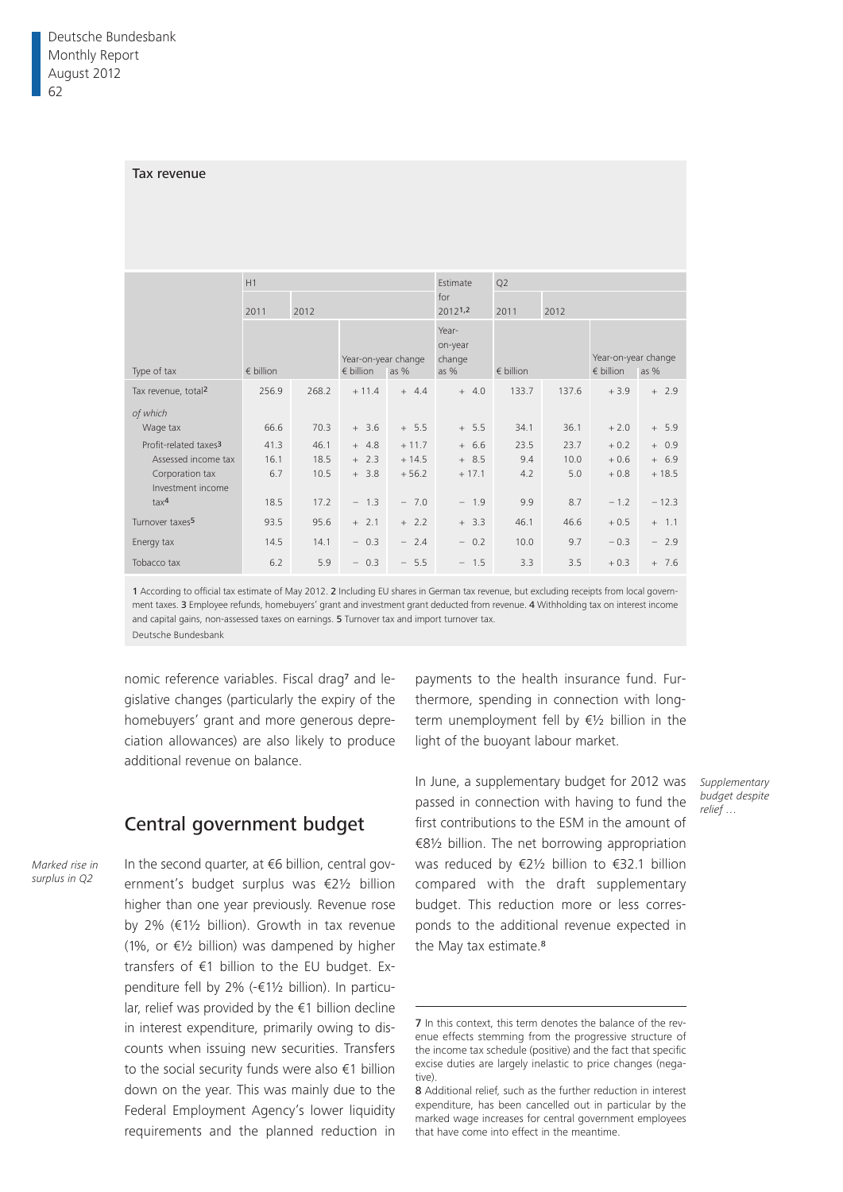**Tax revenue**

| Type of tax | H1 | | | | Estimate for 2012[1,2] | Q2 | | | |
|---|---|---|---|---|---|---|---|---|---|
| | 2011 | 2012 | | | | 2011 | 2012 | | |
| | € billion | | Year-on-year change € billion | Year-on-year change as % | Year-on-year change as % | € billion | | Year-on-year change € billion | Year-on-year change as % |
| Tax revenue, total[2] | 256.9 | 268.2 | + 11.4 | + 4.4 | + 4.0 | 133.7 | 137.6 | + 3.9 | + 2.9 |
| *of which* | | | | | | | | | |
| Wage tax | 66.6 | 70.3 | + 3.6 | + 5.5 | + 5.5 | 34.1 | 36.1 | + 2.0 | + 5.9 |
| Profit-related taxes[3] | 41.3 | 46.1 | + 4.8 | + 11.7 | + 6.6 | 23.5 | 23.7 | + 0.2 | + 0.9 |
| Assessed income tax | 16.1 | 18.5 | + 2.3 | + 14.5 | + 8.5 | 9.4 | 10.0 | + 0.6 | + 6.9 |
| Corporation tax | 6.7 | 10.5 | + 3.8 | + 56.2 | + 17.1 | 4.2 | 5.0 | + 0.8 | + 18.5 |
| Investment income tax[4] | 18.5 | 17.2 | − 1.3 | − 7.0 | − 1.9 | 9.9 | 8.7 | − 1.2 | − 12.3 |
| Turnover taxes[5] | 93.5 | 95.6 | + 2.1 | + 2.2 | + 3.3 | 46.1 | 46.6 | + 0.5 | + 1.1 |
| Energy tax | 14.5 | 14.1 | − 0.3 | − 2.4 | − 0.2 | 10.0 | 9.7 | − 0.3 | − 2.9 |
| Tobacco tax | 6.2 | 5.9 | − 0.3 | − 5.5 | − 1.5 | 3.3 | 3.5 | + 0.3 | + 7.6 |

1 According to official tax estimate of May 2012. 2 Including EU shares in German tax revenue, but excluding receipts from local government taxes. 3 Employee refunds, homebuyers' grant and investment grant deducted from revenue. 4 Withholding tax on interest income and capital gains, non-assessed taxes on earnings. 5 Turnover tax and import turnover tax.
Deutsche Bundesbank

nomic reference variables. Fiscal drag[7] and legislative changes (particularly the expiry of the homebuyers' grant and more generous depreciation allowances) are also likely to produce additional revenue on balance.

## Central government budget

*Marked rise in surplus in Q2*

In the second quarter, at €6 billion, central government's budget surplus was €2½ billion higher than one year previously. Revenue rose by 2% (€1½ billion). Growth in tax revenue (1%, or €½ billion) was dampened by higher transfers of €1 billion to the EU budget. Expenditure fell by 2% (-€1½ billion). In particular, relief was provided by the €1 billion decline in interest expenditure, primarily owing to discounts when issuing new securities. Transfers to the social security funds were also €1 billion down on the year. This was mainly due to the Federal Employment Agency's lower liquidity requirements and the planned reduction in payments to the health insurance fund. Furthermore, spending in connection with long-term unemployment fell by €½ billion in the light of the buoyant labour market.

*Supplementary budget despite relief …*

In June, a supplementary budget for 2012 was passed in connection with having to fund the first contributions to the ESM in the amount of €8½ billion. The net borrowing appropriation was reduced by €2½ billion to €32.1 billion compared with the draft supplementary budget. This reduction more or less corresponds to the additional revenue expected in the May tax estimate.[8]

---

7 In this context, this term denotes the balance of the revenue effects stemming from the progressive structure of the income tax schedule (positive) and the fact that specific excise duties are largely inelastic to price changes (negative).

8 Additional relief, such as the further reduction in interest expenditure, has been cancelled out in particular by the marked wage increases for central government employees that have come into effect in the meantime.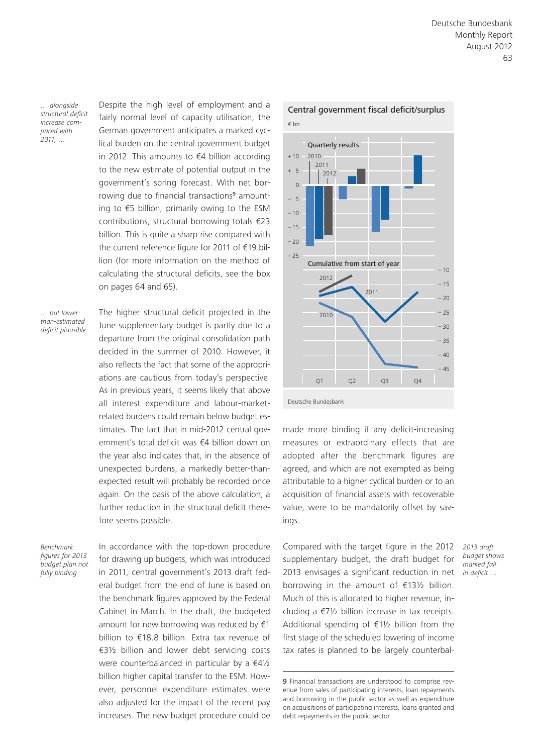*… alongside structural deficit increase compared with 2011, …*

Despite the high level of employment and a fairly normal level of capacity utilisation, the German government anticipates a marked cyclical burden on the central government budget in 2012. This amounts to €4 billion according to the new estimate of potential output in the government's spring forecast. With net borrowing due to financial transactions[9] amounting to €5 billion, primarily owing to the ESM contributions, structural borrowing totals €23 billion. This is quite a sharp rise compared with the current reference figure for 2011 of €19 billion (for more information on the method of calculating the structural deficits, see the box on pages 64 and 65).

*… but lower-than-estimated deficit plausible*

The higher structural deficit projected in the June supplementary budget is partly due to a departure from the original consolidation path decided in the summer of 2010. However, it also reflects the fact that some of the appropriations are cautious from today's perspective. As in previous years, it seems likely that above all interest expenditure and labour-market-related burdens could remain below budget estimates. The fact that in mid-2012 central government's total deficit was €4 billion down on the year also indicates that, in the absence of unexpected burdens, a markedly better-than-expected result will probably be recorded once again. On the basis of the above calculation, a further reduction in the structural deficit therefore seems possible.

**Central government fiscal deficit/surplus**

€ bn

Quarterly results: 2010, 2011, 2012 (Q1–Q4)

Cumulative from start of year: 2010, 2011, 2012 (Q1–Q4)

Deutsche Bundesbank

*Benchmark figures for 2013 budget plan not fully binding*

In accordance with the top-down procedure for drawing up budgets, which was introduced in 2011, central government's 2013 draft federal budget from the end of June is based on the benchmark figures approved by the Federal Cabinet in March. In the draft, the budgeted amount for new borrowing was reduced by €1 billion to €18.8 billion. Extra tax revenue of €3½ billion and lower debt servicing costs were counterbalanced in particular by a €4½ billion higher capital transfer to the ESM. However, personnel expenditure estimates were also adjusted for the impact of the recent pay increases. The new budget procedure could be made more binding if any deficit-increasing measures or extraordinary effects that are adopted after the benchmark figures are agreed, and which are not exempted as being attributable to a higher cyclical burden or to an acquisition of financial assets with recoverable value, were to be mandatorily offset by savings.

*2013 draft budget shows marked fall in deficit …*

Compared with the target figure in the 2012 supplementary budget, the draft budget for 2013 envisages a significant reduction in net borrowing in the amount of €13½ billion. Much of this is allocated to higher revenue, including a €7½ billion increase in tax receipts. Additional spending of €1½ billion from the first stage of the scheduled lowering of income tax rates is planned to be largely counterbal-

9 Financial transactions are understood to comprise revenue from sales of participating interests, loan repayments and borrowing in the public sector as well as expenditure on acquisitions of participating interests, loans granted and debt repayments in the public sector.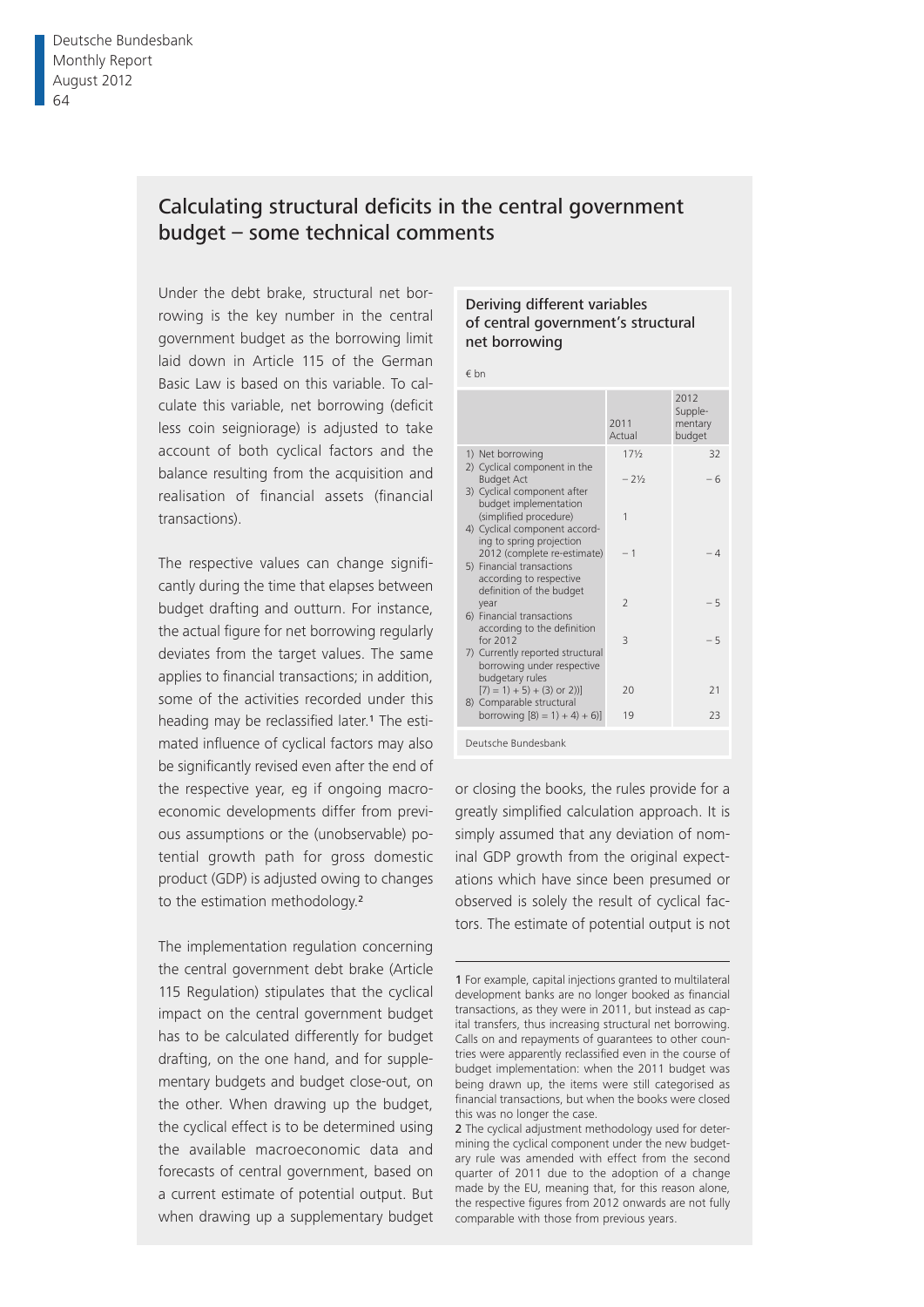## Calculating structural deficits in the central government budget – some technical comments

Under the debt brake, structural net borrowing is the key number in the central government budget as the borrowing limit laid down in Article 115 of the German Basic Law is based on this variable. To calculate this variable, net borrowing (deficit less coin seigniorage) is adjusted to take account of both cyclical factors and the balance resulting from the acquisition and realisation of financial assets (financial transactions).

The respective values can change significantly during the time that elapses between budget drafting and outturn. For instance, the actual figure for net borrowing regularly deviates from the target values. The same applies to financial transactions; in addition, some of the activities recorded under this heading may be reclassified later.[1] The estimated influence of cyclical factors may also be significantly revised even after the end of the respective year, eg if ongoing macroeconomic developments differ from previous assumptions or the (unobservable) potential growth path for gross domestic product (GDP) is adjusted owing to changes to the estimation methodology.[2]

The implementation regulation concerning the central government debt brake (Article 115 Regulation) stipulates that the cyclical impact on the central government budget has to be calculated differently for budget drafting, on the one hand, and for supplementary budgets and budget close-out, on the other. When drawing up the budget, the cyclical effect is to be determined using the available macroeconomic data and forecasts of central government, based on a current estimate of potential output. But when drawing up a supplementary budget or closing the books, the rules provide for a greatly simplified calculation approach. It is simply assumed that any deviation of nominal GDP growth from the original expectations which have since been presumed or observed is solely the result of cyclical factors. The estimate of potential output is not

**Deriving different variables of central government's structural net borrowing**

€ bn

| | 2011 Actual | 2012 Supplementary budget |
|---|---|---|
| 1) Net borrowing | 17½ | 32 |
| 2) Cyclical component in the Budget Act | – 2½ | – 6 |
| 3) Cyclical component after budget implementation (simplified procedure) | 1 | |
| 4) Cyclical component according to spring projection 2012 (complete re-estimate) | – 1 | – 4 |
| 5) Financial transactions according to respective definition of the budget year | 2 | – 5 |
| 6) Financial transactions according to the definition for 2012 | 3 | – 5 |
| 7) Currently reported structural borrowing under respective budgetary rules [7) = 1) + 5) + (3) or 2))] | 20 | 21 |
| 8) Comparable structural borrowing [8) = 1) + 4) + 6)] | 19 | 23 |

Deutsche Bundesbank

1 For example, capital injections granted to multilateral development banks are no longer booked as financial transactions, as they were in 2011, but instead as capital transfers, thus increasing structural net borrowing. Calls on and repayments of guarantees to other countries were apparently reclassified even in the course of budget implementation: when the 2011 budget was being drawn up, the items were still categorised as financial transactions, but when the books were closed this was no longer the case.

2 The cyclical adjustment methodology used for determining the cyclical component under the new budgetary rule was amended with effect from the second quarter of 2011 due to the adoption of a change made by the EU, meaning that, for this reason alone, the respective figures from 2012 onwards are not fully comparable with those from previous years.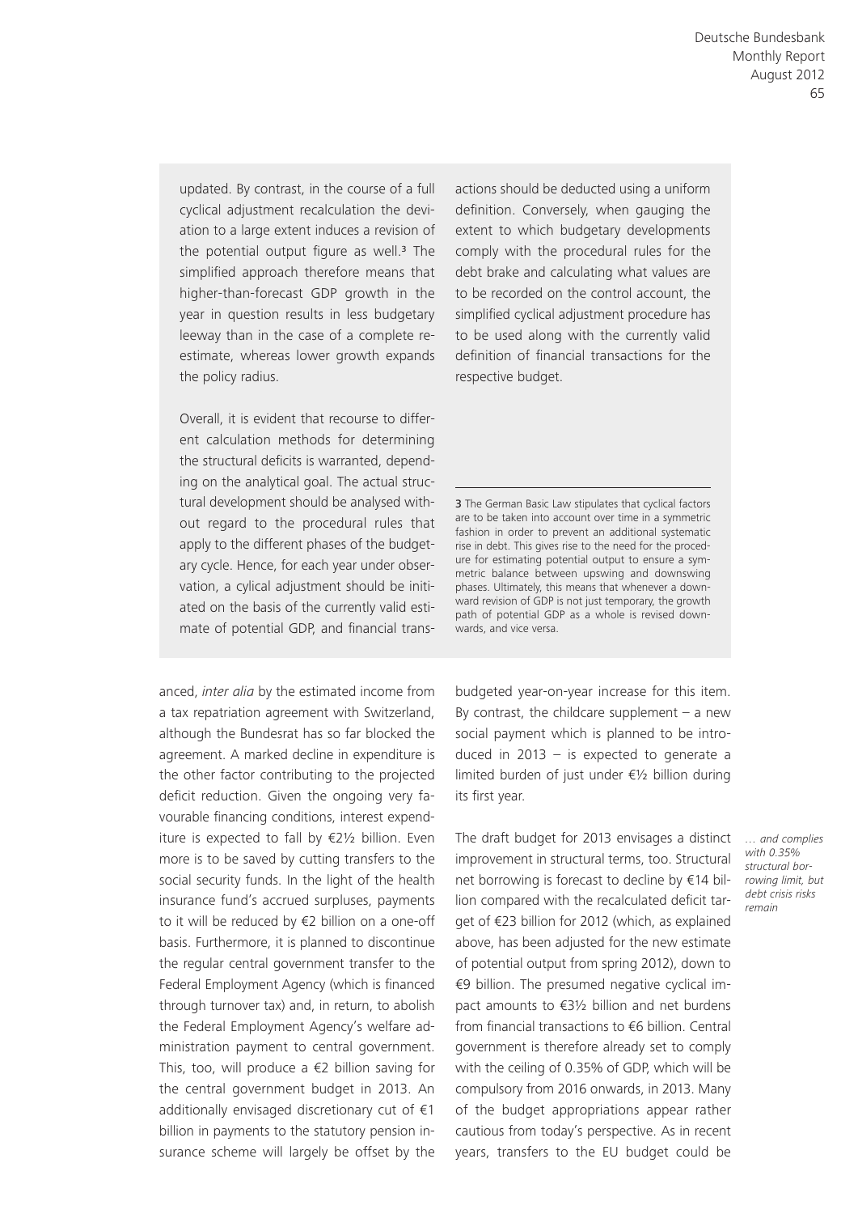updated. By contrast, in the course of a full cyclical adjustment recalculation the deviation to a large extent induces a revision of the potential output figure as well.[3] The simplified approach therefore means that higher-than-forecast GDP growth in the year in question results in less budgetary leeway than in the case of a complete re-estimate, whereas lower growth expands the policy radius.

Overall, it is evident that recourse to different calculation methods for determining the structural deficits is warranted, depending on the analytical goal. The actual structural development should be analysed without regard to the procedural rules that apply to the different phases of the budgetary cycle. Hence, for each year under observation, a cylical adjustment should be initiated on the basis of the currently valid estimate of potential GDP, and financial transactions should be deducted using a uniform definition. Conversely, when gauging the extent to which budgetary developments comply with the procedural rules for the debt brake and calculating what values are to be recorded on the control account, the simplified cyclical adjustment procedure has to be used along with the currently valid definition of financial transactions for the respective budget.

3 The German Basic Law stipulates that cyclical factors are to be taken into account over time in a symmetric fashion in order to prevent an additional systematic rise in debt. This gives rise to the need for the procedure for estimating potential output to ensure a symmetric balance between upswing and downswing phases. Ultimately, this means that whenever a downward revision of GDP is not just temporary, the growth path of potential GDP as a whole is revised downwards, and vice versa.

anced, *inter alia* by the estimated income from a tax repatriation agreement with Switzerland, although the Bundesrat has so far blocked the agreement. A marked decline in expenditure is the other factor contributing to the projected deficit reduction. Given the ongoing very favourable financing conditions, interest expenditure is expected to fall by €2½ billion. Even more is to be saved by cutting transfers to the social security funds. In the light of the health insurance fund's accrued surpluses, payments to it will be reduced by €2 billion on a one-off basis. Furthermore, it is planned to discontinue the regular central government transfer to the Federal Employment Agency (which is financed through turnover tax) and, in return, to abolish the Federal Employment Agency's welfare administration payment to central government. This, too, will produce a €2 billion saving for the central government budget in 2013. An additionally envisaged discretionary cut of €1 billion in payments to the statutory pension insurance scheme will largely be offset by the budgeted year-on-year increase for this item. By contrast, the childcare supplement – a new social payment which is planned to be introduced in 2013 – is expected to generate a limited burden of just under €½ billion during its first year.

*… and complies with 0.35% structural borrowing limit, but debt crisis risks remain*

The draft budget for 2013 envisages a distinct improvement in structural terms, too. Structural net borrowing is forecast to decline by €14 billion compared with the recalculated deficit target of €23 billion for 2012 (which, as explained above, has been adjusted for the new estimate of potential output from spring 2012), down to €9 billion. The presumed negative cyclical impact amounts to €3½ billion and net burdens from financial transactions to €6 billion. Central government is therefore already set to comply with the ceiling of 0.35% of GDP, which will be compulsory from 2016 onwards, in 2013. Many of the budget appropriations appear rather cautious from today's perspective. As in recent years, transfers to the EU budget could be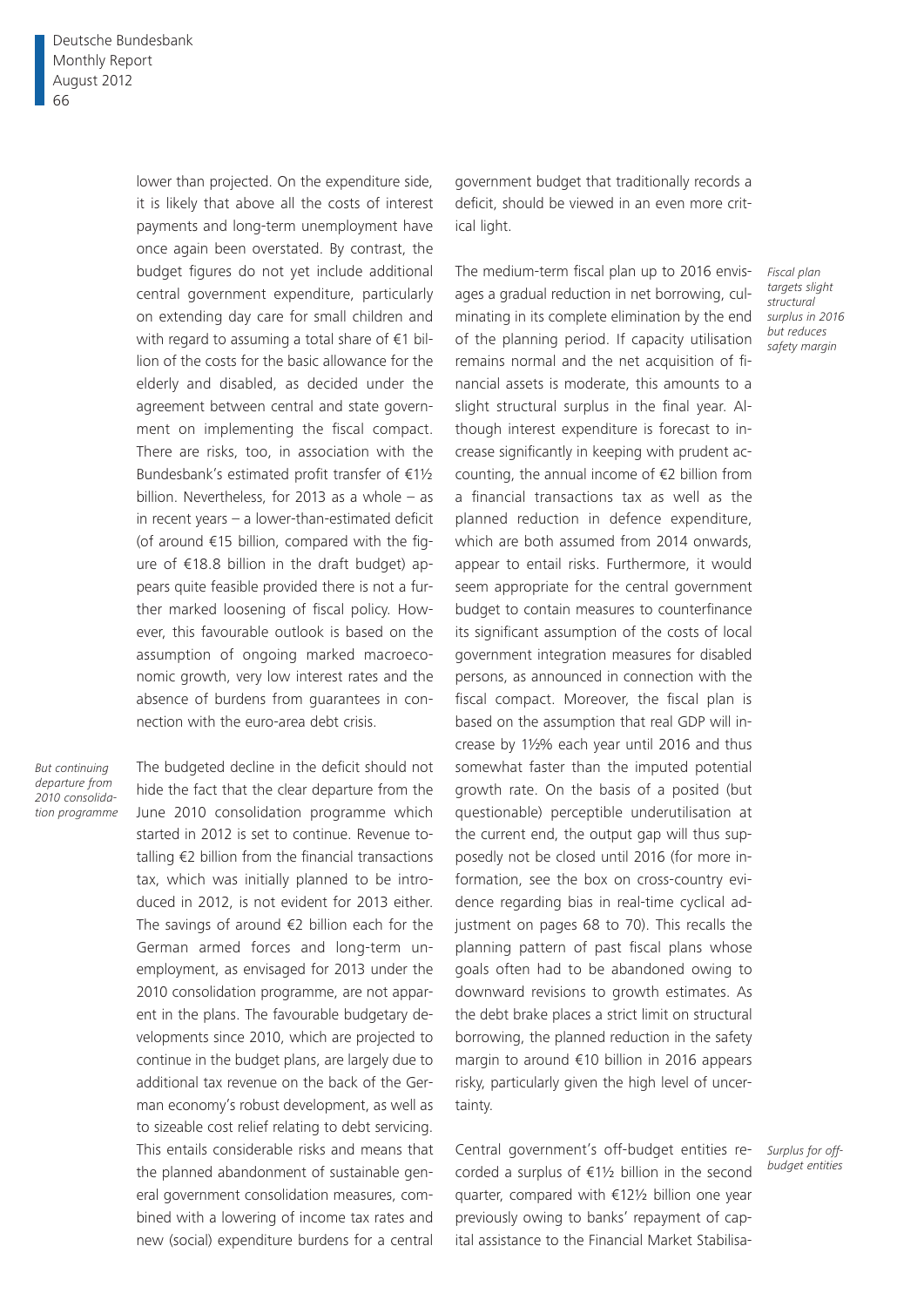lower than projected. On the expenditure side, it is likely that above all the costs of interest payments and long-term unemployment have once again been overstated. By contrast, the budget figures do not yet include additional central government expenditure, particularly on extending day care for small children and with regard to assuming a total share of €1 billion of the costs for the basic allowance for the elderly and disabled, as decided under the agreement between central and state government on implementing the fiscal compact. There are risks, too, in association with the Bundesbank's estimated profit transfer of €1½ billion. Nevertheless, for 2013 as a whole – as in recent years – a lower-than-estimated deficit (of around €15 billion, compared with the figure of €18.8 billion in the draft budget) appears quite feasible provided there is not a further marked loosening of fiscal policy. However, this favourable outlook is based on the assumption of ongoing marked macroeconomic growth, very low interest rates and the absence of burdens from guarantees in connection with the euro-area debt crisis.

*But continuing departure from 2010 consolidation programme*

The budgeted decline in the deficit should not hide the fact that the clear departure from the June 2010 consolidation programme which started in 2012 is set to continue. Revenue totalling €2 billion from the financial transactions tax, which was initially planned to be introduced in 2012, is not evident for 2013 either. The savings of around €2 billion each for the German armed forces and long-term unemployment, as envisaged for 2013 under the 2010 consolidation programme, are not apparent in the plans. The favourable budgetary developments since 2010, which are projected to continue in the budget plans, are largely due to additional tax revenue on the back of the German economy's robust development, as well as to sizeable cost relief relating to debt servicing. This entails considerable risks and means that the planned abandonment of sustainable general government consolidation measures, combined with a lowering of income tax rates and new (social) expenditure burdens for a central government budget that traditionally records a deficit, should be viewed in an even more critical light.

*Fiscal plan targets slight structural surplus in 2016 but reduces safety margin*

The medium-term fiscal plan up to 2016 envisages a gradual reduction in net borrowing, culminating in its complete elimination by the end of the planning period. If capacity utilisation remains normal and the net acquisition of financial assets is moderate, this amounts to a slight structural surplus in the final year. Although interest expenditure is forecast to increase significantly in keeping with prudent accounting, the annual income of €2 billion from a financial transactions tax as well as the planned reduction in defence expenditure, which are both assumed from 2014 onwards, appear to entail risks. Furthermore, it would seem appropriate for the central government budget to contain measures to counterfinance its significant assumption of the costs of local government integration measures for disabled persons, as announced in connection with the fiscal compact. Moreover, the fiscal plan is based on the assumption that real GDP will increase by 1½% each year until 2016 and thus somewhat faster than the imputed potential growth rate. On the basis of a posited (but questionable) perceptible underutilisation at the current end, the output gap will thus supposedly not be closed until 2016 (for more information, see the box on cross-country evidence regarding bias in real-time cyclical adjustment on pages 68 to 70). This recalls the planning pattern of past fiscal plans whose goals often had to be abandoned owing to downward revisions to growth estimates. As the debt brake places a strict limit on structural borrowing, the planned reduction in the safety margin to around €10 billion in 2016 appears risky, particularly given the high level of uncertainty.

*Surplus for off-budget entities*

Central government's off-budget entities recorded a surplus of €1½ billion in the second quarter, compared with €12½ billion one year previously owing to banks' repayment of capital assistance to the Financial Market Stabilisa-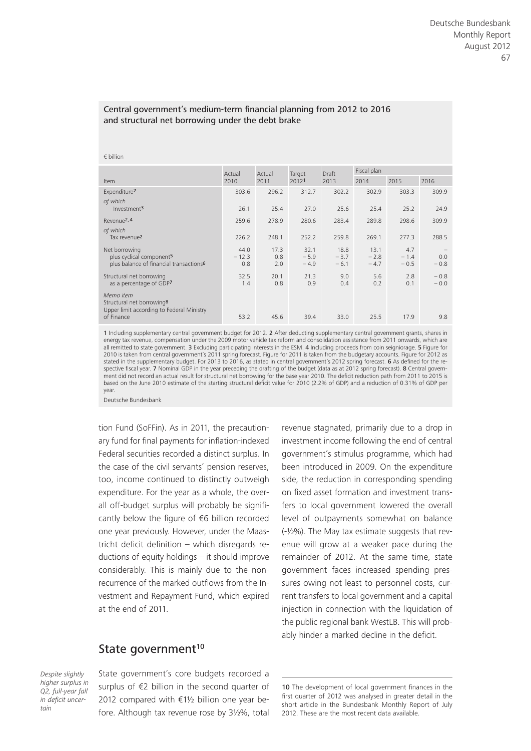**Central government's medium-term financial planning from 2012 to 2016 and structural net borrowing under the debt brake**

€ billion

| Item | Actual 2010 | Actual 2011 | Target 2012[1] | Draft 2013 | Fiscal plan 2014 | 2015 | 2016 |
|---|---|---|---|---|---|---|---|
| Expenditure[2] | 303.6 | 296.2 | 312.7 | 302.2 | 302.9 | 303.3 | 309.9 |
| *of which* Investment[3] | 26.1 | 25.4 | 27.0 | 25.6 | 25.4 | 25.2 | 24.9 |
| Revenue[2, 4] | 259.6 | 278.9 | 280.6 | 283.4 | 289.8 | 298.6 | 309.9 |
| *of which* Tax revenue[2] | 226.2 | 248.1 | 252.2 | 259.8 | 269.1 | 277.3 | 288.5 |
| Net borrowing | 44.0 | 17.3 | 32.1 | 18.8 | 13.1 | 4.7 | – |
| plus cyclical component[5] | − 12.3 | 0.8 | − 5.9 | − 3.7 | − 2.8 | − 1.4 | 0.0 |
| plus balance of financial transactions[6] | 0.8 | 2.0 | − 4.9 | − 6.1 | − 4.7 | − 0.5 | − 0.8 |
| Structural net borrowing | 32.5 | 20.1 | 21.3 | 9.0 | 5.6 | 2.8 | − 0.8 |
| as a percentage of GDP[7] | 1.4 | 0.8 | 0.9 | 0.4 | 0.2 | 0.1 | − 0.0 |
| *Memo item* Structural net borrowing[8] Upper limit according to Federal Ministry of Finance | 53.2 | 45.6 | 39.4 | 33.0 | 25.5 | 17.9 | 9.8 |

1 Including supplementary central government budget for 2012. 2 After deducting supplementary central government grants, shares in energy tax revenue, compensation under the 2009 motor vehicle tax reform and consolidation assistance from 2011 onwards, which are all remitted to state government. 3 Excluding participating interests in the ESM. 4 Including proceeds from coin seigniorage. 5 Figure for 2010 is taken from central government's 2011 spring forecast. Figure for 2011 is taken from the budgetary accounts. Figure for 2012 as stated in the supplementary budget. For 2013 to 2016, as stated in central government's 2012 spring forecast. 6 As defined for the respective fiscal year. 7 Nominal GDP in the year preceding the drafting of the budget (data as at 2012 spring forecast). 8 Central government did not record an actual result for structural net borrowing for the base year 2010. The deficit reduction path from 2011 to 2015 is based on the June 2010 estimate of the starting structural deficit value for 2010 (2.2% of GDP) and a reduction of 0.31% of GDP per year.

Deutsche Bundesbank

tion Fund (SoFFin). As in 2011, the precautionary fund for final payments for inflation-indexed Federal securities recorded a distinct surplus. In the case of the civil servants' pension reserves, too, income continued to distinctly outweigh expenditure. For the year as a whole, the overall off-budget surplus will probably be significantly below the figure of €6 billion recorded one year previously. However, under the Maastricht deficit definition – which disregards reductions of equity holdings – it should improve considerably. This is mainly due to the non-recurrence of the marked outflows from the Investment and Repayment Fund, which expired at the end of 2011.

## State government[10]

*Despite slightly higher surplus in Q2, full-year fall in deficit uncertain*

State government's core budgets recorded a surplus of €2 billion in the second quarter of 2012 compared with €1½ billion one year before. Although tax revenue rose by 3½%, total revenue stagnated, primarily due to a drop in investment income following the end of central government's stimulus programme, which had been introduced in 2009. On the expenditure side, the reduction in corresponding spending on fixed asset formation and investment transfers to local government lowered the overall level of outpayments somewhat on balance (-½%). The May tax estimate suggests that revenue will grow at a weaker pace during the remainder of 2012. At the same time, state government faces increased spending pressures owing not least to personnel costs, current transfers to local government and a capital injection in connection with the liquidation of the public regional bank WestLB. This will probably hinder a marked decline in the deficit.

10 The development of local government finances in the first quarter of 2012 was analysed in greater detail in the short article in the Bundesbank Monthly Report of July 2012. These are the most recent data available.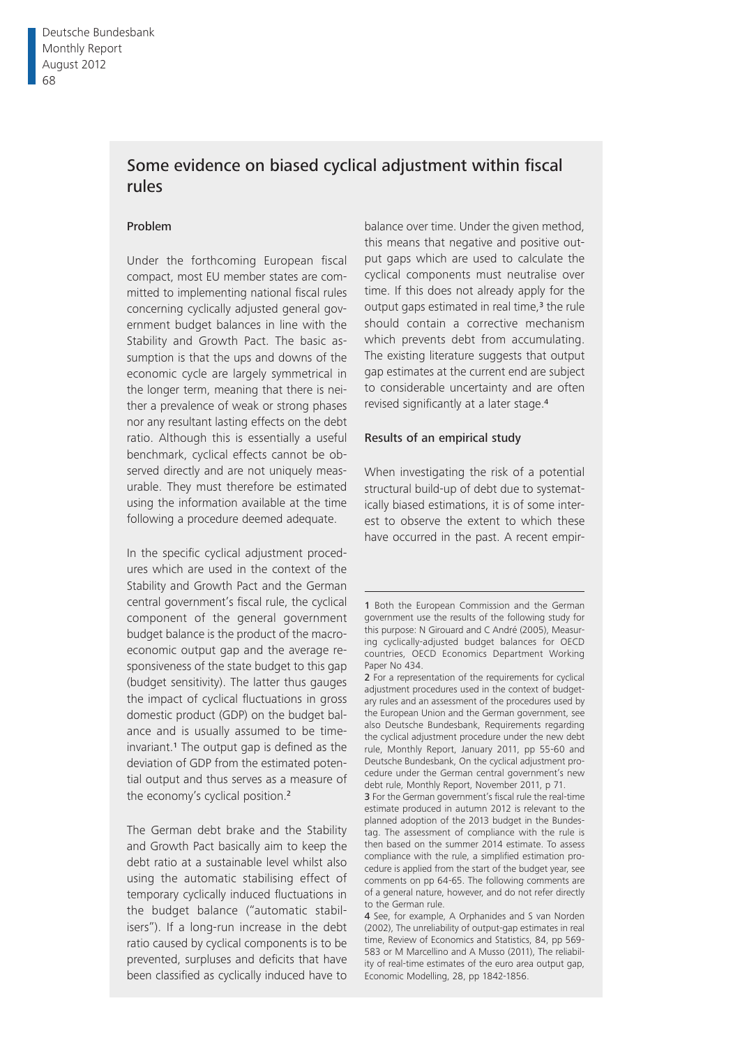## Some evidence on biased cyclical adjustment within fiscal rules

### Problem

Under the forthcoming European fiscal compact, most EU member states are committed to implementing national fiscal rules concerning cyclically adjusted general government budget balances in line with the Stability and Growth Pact. The basic assumption is that the ups and downs of the economic cycle are largely symmetrical in the longer term, meaning that there is neither a prevalence of weak or strong phases nor any resultant lasting effects on the debt ratio. Although this is essentially a useful benchmark, cyclical effects cannot be observed directly and are not uniquely measurable. They must therefore be estimated using the information available at the time following a procedure deemed adequate.

In the specific cyclical adjustment procedures which are used in the context of the Stability and Growth Pact and the German central government's fiscal rule, the cyclical component of the general government budget balance is the product of the macroeconomic output gap and the average responsiveness of the state budget to this gap (budget sensitivity). The latter thus gauges the impact of cyclical fluctuations in gross domestic product (GDP) on the budget balance and is usually assumed to be time-invariant.[1] The output gap is defined as the deviation of GDP from the estimated potential output and thus serves as a measure of the economy's cyclical position.[2]

The German debt brake and the Stability and Growth Pact basically aim to keep the debt ratio at a sustainable level whilst also using the automatic stabilising effect of temporary cyclically induced fluctuations in the budget balance ("automatic stabilisers"). If a long-run increase in the debt ratio caused by cyclical components is to be prevented, surpluses and deficits that have been classified as cyclically induced have to balance over time. Under the given method, this means that negative and positive output gaps which are used to calculate the cyclical components must neutralise over time. If this does not already apply for the output gaps estimated in real time,[3] the rule should contain a corrective mechanism which prevents debt from accumulating. The existing literature suggests that output gap estimates at the current end are subject to considerable uncertainty and are often revised significantly at a later stage.[4]

### Results of an empirical study

When investigating the risk of a potential structural build-up of debt due to systematically biased estimations, it is of some interest to observe the extent to which these have occurred in the past. A recent empir-

---

1 Both the European Commission and the German government use the results of the following study for this purpose: N Girouard and C André (2005), Measuring cyclically-adjusted budget balances for OECD countries, OECD Economics Department Working Paper No 434.

2 For a representation of the requirements for cyclical adjustment procedures used in the context of budgetary rules and an assessment of the procedures used by the European Union and the German government, see also Deutsche Bundesbank, Requirements regarding the cyclical adjustment procedure under the new debt rule, Monthly Report, January 2011, pp 55-60 and Deutsche Bundesbank, On the cyclical adjustment procedure under the German central government's new debt rule, Monthly Report, November 2011, p 71.

3 For the German government's fiscal rule the real-time estimate produced in autumn 2012 is relevant to the planned adoption of the 2013 budget in the Bundestag. The assessment of compliance with the rule is then based on the summer 2014 estimate. To assess compliance with the rule, a simplified estimation procedure is applied from the start of the budget year, see comments on pp 64-65. The following comments are of a general nature, however, and do not refer directly to the German rule.

4 See, for example, A Orphanides and S van Norden (2002), The unreliability of output-gap estimates in real time, Review of Economics and Statistics, 84, pp 569-583 or M Marcellino and A Musso (2011), The reliability of real-time estimates of the euro area output gap, Economic Modelling, 28, pp 1842-1856.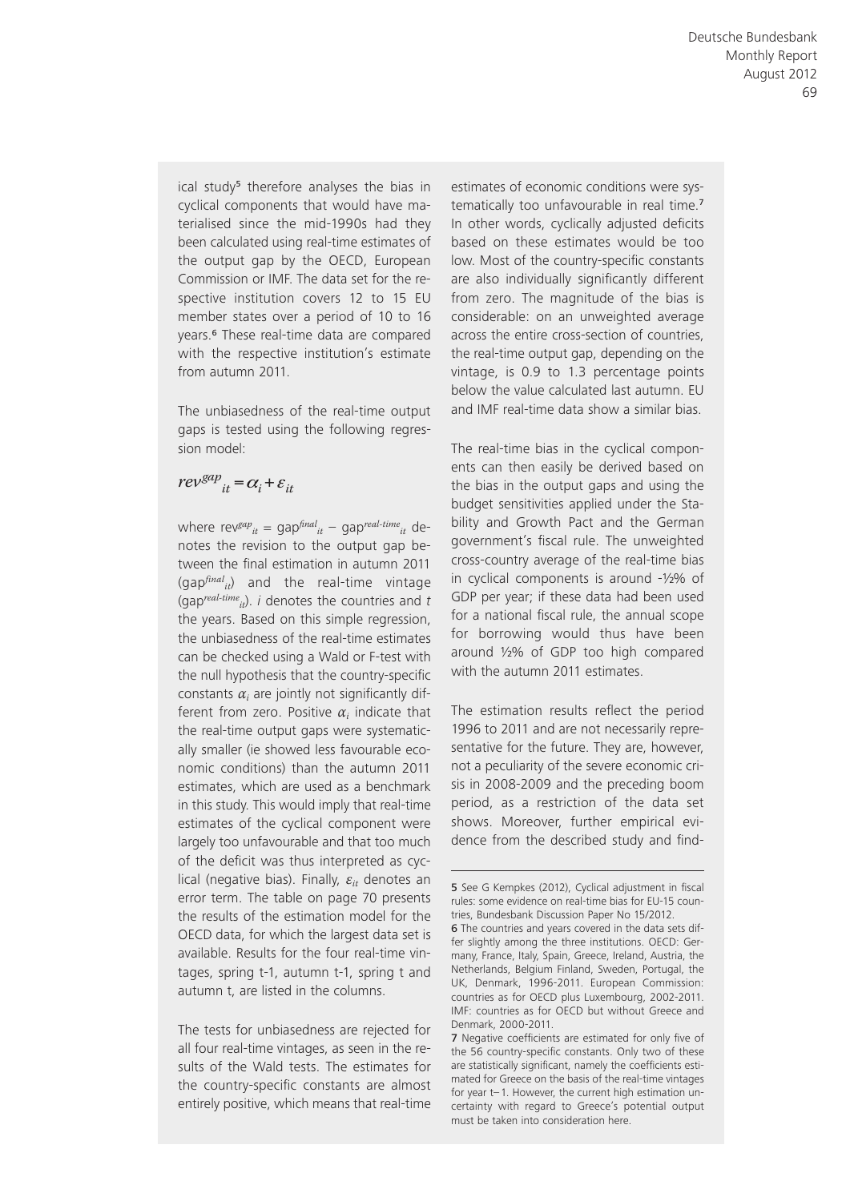ical study[5] therefore analyses the bias in cyclical components that would have materialised since the mid-1990s had they been calculated using real-time estimates of the output gap by the OECD, European Commission or IMF. The data set for the respective institution covers 12 to 15 EU member states over a period of 10 to 16 years.[6] These real-time data are compared with the respective institution's estimate from autumn 2011.

The unbiasedness of the real-time output gaps is tested using the following regression model:

$$rev^{gap}_{it} = \alpha_i + \varepsilon_{it}$$

where $rev^{gap}_{it} = gap^{final}_{it} - gap^{real\text{-}time}_{it}$ denotes the revision to the output gap between the final estimation in autumn 2011 ($gap^{final}_{it}$) and the real-time vintage ($gap^{real\text{-}time}_{it}$). $i$ denotes the countries and $t$ the years. Based on this simple regression, the unbiasedness of the real-time estimates can be checked using a Wald or F-test with the null hypothesis that the country-specific constants $\alpha_i$ are jointly not significantly different from zero. Positive $\alpha_i$ indicate that the real-time output gaps were systematically smaller (ie showed less favourable economic conditions) than the autumn 2011 estimates, which are used as a benchmark in this study. This would imply that real-time estimates of the cyclical component were largely too unfavourable and that too much of the deficit was thus interpreted as cyclical (negative bias). Finally, $\varepsilon_{it}$ denotes an error term. The table on page 70 presents the results of the estimation model for the OECD data, for which the largest data set is available. Results for the four real-time vintages, spring t-1, autumn t-1, spring t and autumn t, are listed in the columns.

The tests for unbiasedness are rejected for all four real-time vintages, as seen in the results of the Wald tests. The estimates for the country-specific constants are almost entirely positive, which means that real-time estimates of economic conditions were systematically too unfavourable in real time.[7] In other words, cyclically adjusted deficits based on these estimates would be too low. Most of the country-specific constants are also individually significantly different from zero. The magnitude of the bias is considerable: on an unweighted average across the entire cross-section of countries, the real-time output gap, depending on the vintage, is 0.9 to 1.3 percentage points below the value calculated last autumn. EU and IMF real-time data show a similar bias.

The real-time bias in the cyclical components can then easily be derived based on the bias in the output gaps and using the budget sensitivities applied under the Stability and Growth Pact and the German government's fiscal rule. The unweighted cross-country average of the real-time bias in cyclical components is around -½% of GDP per year; if these data had been used for a national fiscal rule, the annual scope for borrowing would thus have been around ½% of GDP too high compared with the autumn 2011 estimates.

The estimation results reflect the period 1996 to 2011 and are not necessarily representative for the future. They are, however, not a peculiarity of the severe economic crisis in 2008-2009 and the preceding boom period, as a restriction of the data set shows. Moreover, further empirical evidence from the described study and find-

---

5 See G Kempkes (2012), Cyclical adjustment in fiscal rules: some evidence on real-time bias for EU-15 countries, Bundesbank Discussion Paper No 15/2012.

6 The countries and years covered in the data sets differ slightly among the three institutions. OECD: Germany, France, Italy, Spain, Greece, Ireland, Austria, the Netherlands, Belgium Finland, Sweden, Portugal, the UK, Denmark, 1996-2011. European Commission: countries as for OECD plus Luxembourg, 2002-2011. IMF: countries as for OECD but without Greece and Denmark, 2000-2011.

7 Negative coefficients are estimated for only five of the 56 country-specific constants. Only two of these are statistically significant, namely the coefficients estimated for Greece on the basis of the real-time vintages for year t–1. However, the current high estimation uncertainty with regard to Greece's potential output must be taken into consideration here.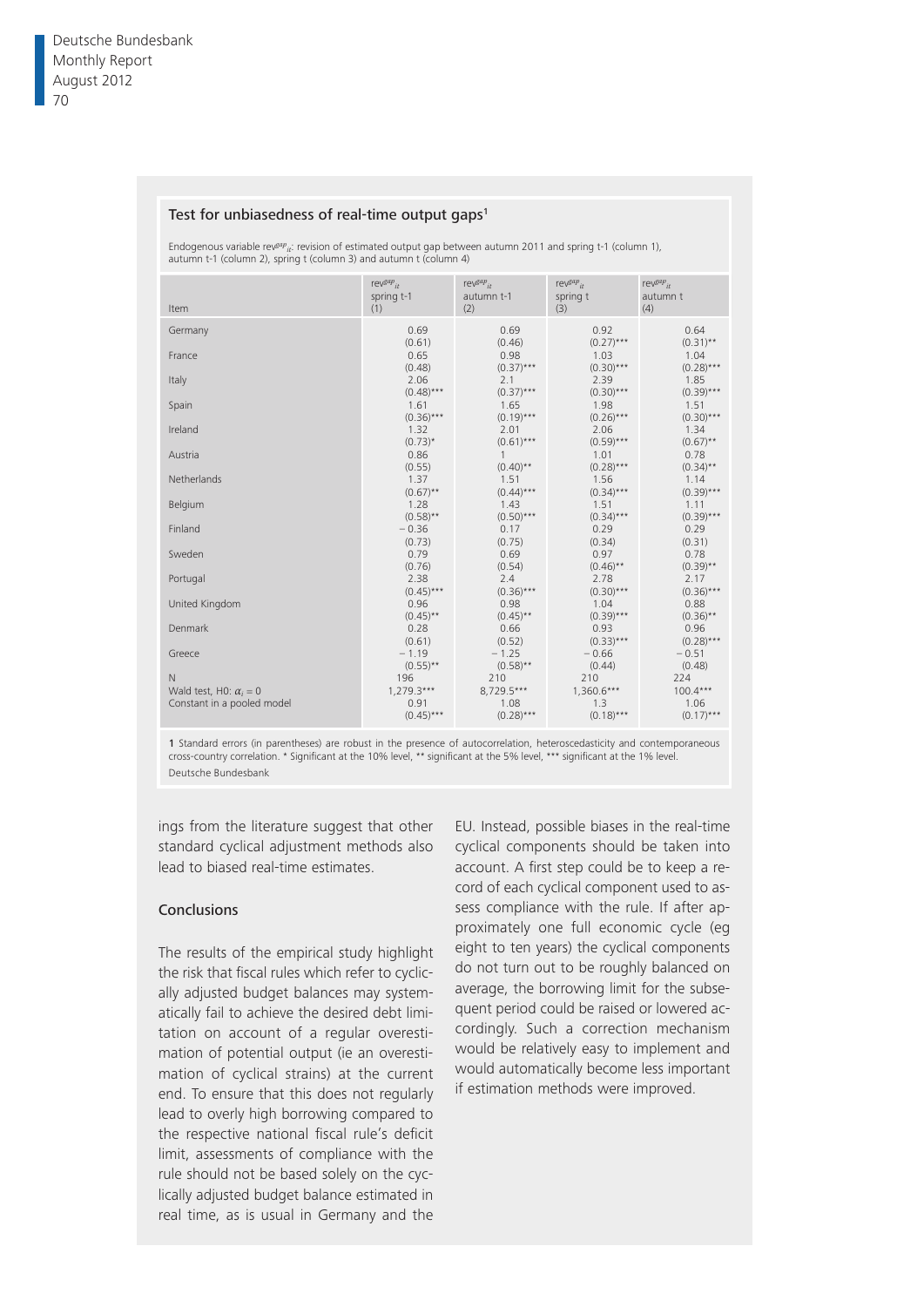**Test for unbiasedness of real-time output gaps[1]**

Endogenous variable $rev^{gap}_{it}$: revision of estimated output gap between autumn 2011 and spring t-1 (column 1), autumn t-1 (column 2), spring t (column 3) and autumn t (column 4)

| Item | $rev^{gap}_{it}$ spring t-1 (1) | $rev^{gap}_{it}$ autumn t-1 (2) | $rev^{gap}_{it}$ spring t (3) | $rev^{gap}_{it}$ autumn t (4) |
|---|---|---|---|---|
| Germany | 0.69 | 0.69 | 0.92 | 0.64 |
| | (0.61) | (0.46) | (0.27)*** | (0.31)** |
| France | 0.65 | 0.98 | 1.03 | 1.04 |
| | (0.48) | (0.37)*** | (0.30)*** | (0.28)*** |
| Italy | 2.06 | 2.1 | 2.39 | 1.85 |
| | (0.48)*** | (0.37)*** | (0.30)*** | (0.39)*** |
| Spain | 1.61 | 1.65 | 1.98 | 1.51 |
| | (0.36)*** | (0.19)*** | (0.26)*** | (0.30)*** |
| Ireland | 1.32 | 2.01 | 2.06 | 1.34 |
| | (0.73)* | (0.61)*** | (0.59)*** | (0.67)** |
| Austria | 0.86 | 1 | 1.01 | 0.78 |
| | (0.55) | (0.40)** | (0.28)*** | (0.34)** |
| Netherlands | 1.37 | 1.51 | 1.56 | 1.14 |
| | (0.67)** | (0.44)*** | (0.34)*** | (0.39)*** |
| Belgium | 1.28 | 1.43 | 1.51 | 1.11 |
| | (0.58)** | (0.50)*** | (0.34)*** | (0.39)*** |
| Finland | −0.36 | 0.17 | 0.29 | 0.29 |
| | (0.73) | (0.75) | (0.34) | (0.31) |
| Sweden | 0.79 | 0.69 | 0.97 | 0.78 |
| | (0.76) | (0.54) | (0.46)** | (0.39)** |
| Portugal | 2.38 | 2.4 | 2.78 | 2.17 |
| | (0.45)*** | (0.36)*** | (0.30)*** | (0.36)*** |
| United Kingdom | 0.96 | 0.98 | 1.04 | 0.88 |
| | (0.45)** | (0.45)** | (0.39)*** | (0.36)** |
| Denmark | 0.28 | 0.66 | 0.93 | 0.96 |
| | (0.61) | (0.52) | (0.33)*** | (0.28)*** |
| Greece | −1.19 | −1.25 | −0.66 | −0.51 |
| | (0.55)** | (0.58)** | (0.44) | (0.48) |
| N | 196 | 210 | 210 | 224 |
| Wald test, H0: $\alpha_i = 0$ | 1,279.3*** | 8,729.5*** | 1,360.6*** | 100.4*** |
| Constant in a pooled model | 0.91 | 1.08 | 1.3 | 1.06 |
| | (0.45)*** | (0.28)*** | (0.18)*** | (0.17)*** |

1 Standard errors (in parentheses) are robust in the presence of autocorrelation, heteroscedasticity and contemporaneous cross-country correlation. * Significant at the 10% level, ** significant at the 5% level, *** significant at the 1% level.
Deutsche Bundesbank

ings from the literature suggest that other standard cyclical adjustment methods also lead to biased real-time estimates.

## Conclusions

The results of the empirical study highlight the risk that fiscal rules which refer to cyclically adjusted budget balances may systematically fail to achieve the desired debt limitation on account of a regular overestimation of potential output (ie an overestimation of cyclical strains) at the current end. To ensure that this does not regularly lead to overly high borrowing compared to the respective national fiscal rule's deficit limit, assessments of compliance with the rule should not be based solely on the cyclically adjusted budget balance estimated in real time, as is usual in Germany and the EU. Instead, possible biases in the real-time cyclical components should be taken into account. A first step could be to keep a record of each cyclical component used to assess compliance with the rule. If after approximately one full economic cycle (eg eight to ten years) the cyclical components do not turn out to be roughly balanced on average, the borrowing limit for the subsequent period could be raised or lowered accordingly. Such a correction mechanism would be relatively easy to implement and would automatically become less important if estimation methods were improved.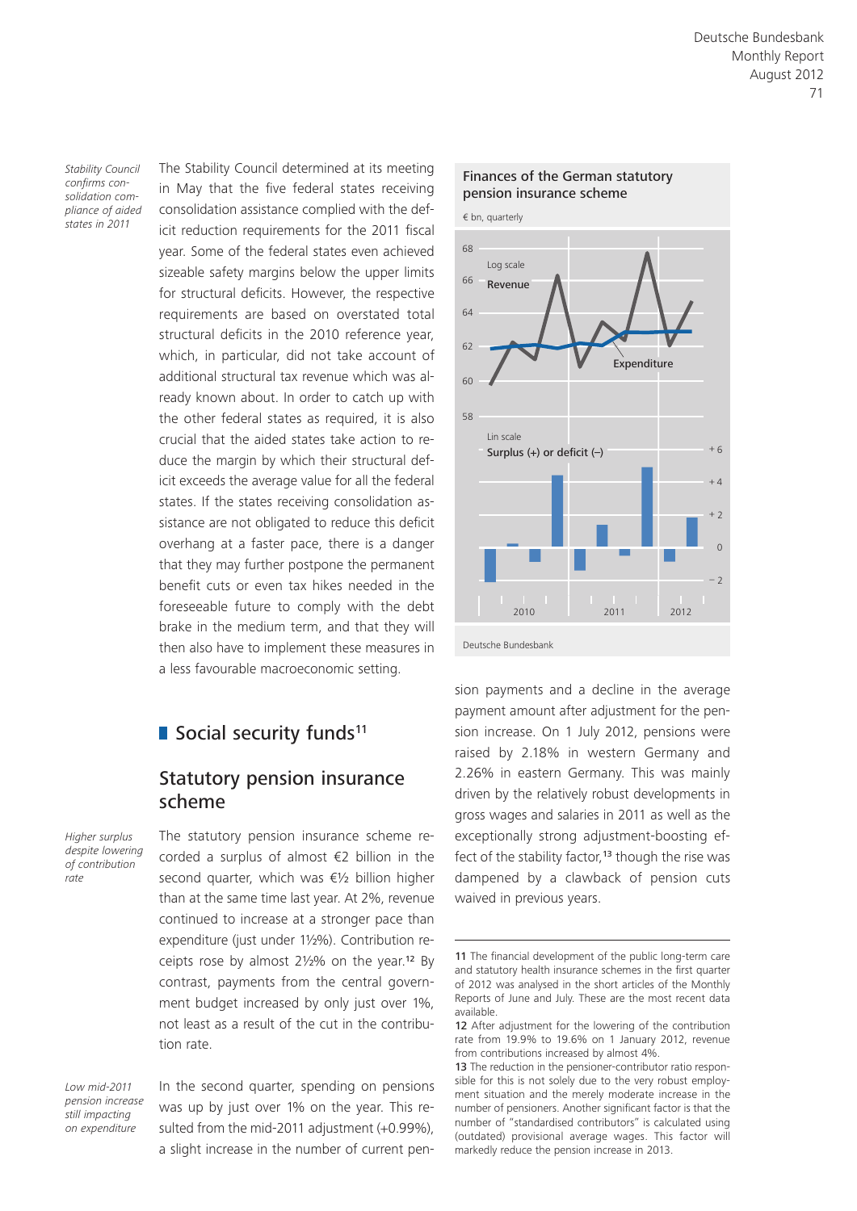*Stability Council confirms consolidation compliance of aided states in 2011*

The Stability Council determined at its meeting in May that the five federal states receiving consolidation assistance complied with the deficit reduction requirements for the 2011 fiscal year. Some of the federal states even achieved sizeable safety margins below the upper limits for structural deficits. However, the respective requirements are based on overstated total structural deficits in the 2010 reference year, which, in particular, did not take account of additional structural tax revenue which was already known about. In order to catch up with the other federal states as required, it is also crucial that the aided states take action to reduce the margin by which their structural deficit exceeds the average value for all the federal states. If the states receiving consolidation assistance are not obligated to reduce this deficit overhang at a faster pace, there is a danger that they may further postpone the permanent benefit cuts or even tax hikes needed in the foreseeable future to comply with the debt brake in the medium term, and that they will then also have to implement these measures in a less favourable macroeconomic setting.

## Social security funds[11]

### Statutory pension insurance scheme

*Higher surplus despite lowering of contribution rate*

The statutory pension insurance scheme recorded a surplus of almost €2 billion in the second quarter, which was €½ billion higher than at the same time last year. At 2%, revenue continued to increase at a stronger pace than expenditure (just under 1½%). Contribution receipts rose by almost 2½% on the year.[12] By contrast, payments from the central government budget increased by only just over 1%, not least as a result of the cut in the contribution rate.

*Low mid-2011 pension increase still impacting on expenditure*

In the second quarter, spending on pensions was up by just over 1% on the year. This resulted from the mid-2011 adjustment (+0.99%), a slight increase in the number of current pension payments and a decline in the average payment amount after adjustment for the pension increase. On 1 July 2012, pensions were raised by 2.18% in western Germany and 2.26% in eastern Germany. This was mainly driven by the relatively robust developments in gross wages and salaries in 2011 as well as the exceptionally strong adjustment-boosting effect of the stability factor,[13] though the rise was dampened by a clawback of pension cuts waived in previous years.

**Finances of the German statutory pension insurance scheme**

€ bn, quarterly

Deutsche Bundesbank

---

11 The financial development of the public long-term care and statutory health insurance schemes in the first quarter of 2012 was analysed in the short articles of the Monthly Reports of June and July. These are the most recent data available.

12 After adjustment for the lowering of the contribution rate from 19.9% to 19.6% on 1 January 2012, revenue from contributions increased by almost 4%.

13 The reduction in the pensioner-contributor ratio responsible for this is not solely due to the very robust employment situation and the merely moderate increase in the number of pensioners. Another significant factor is that the number of "standardised contributors" is calculated using (outdated) provisional average wages. This factor will markedly reduce the pension increase in 2013.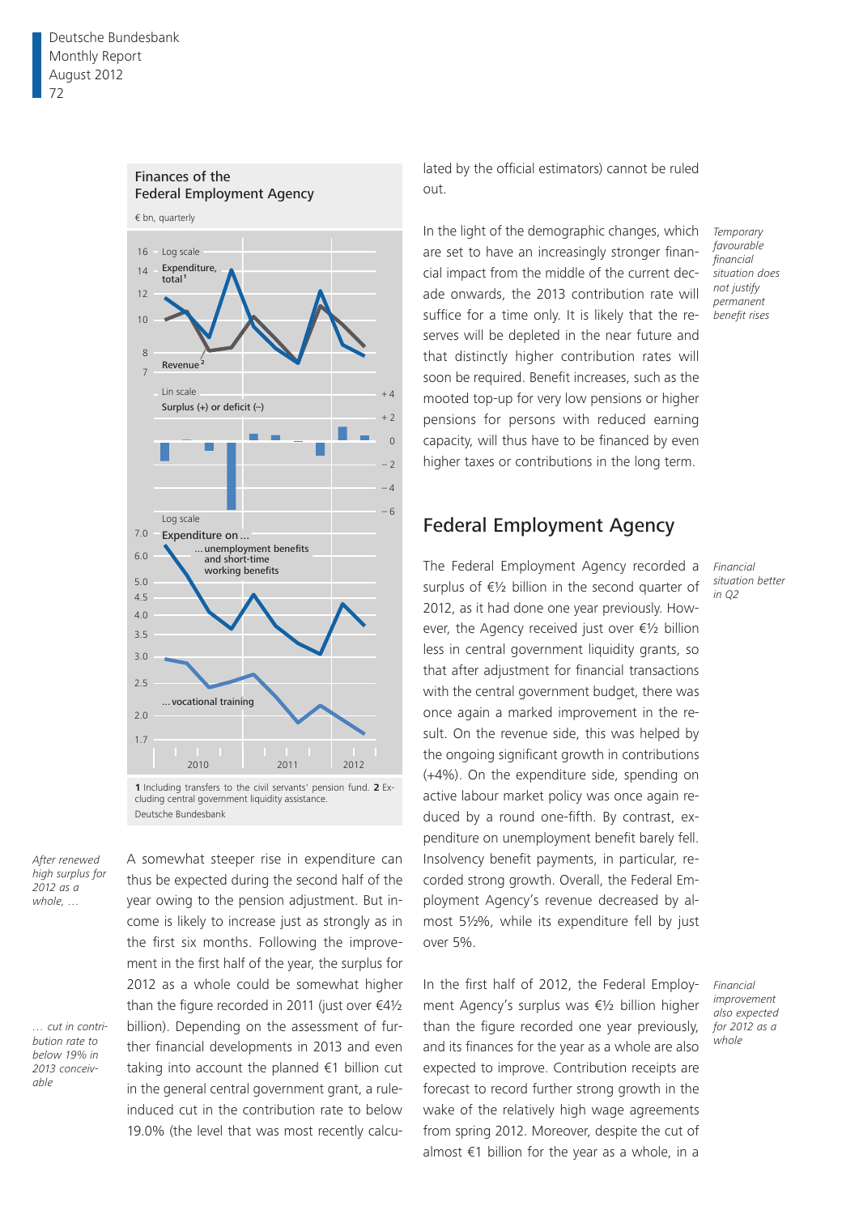**Finances of the Federal Employment Agency**

€ bn, quarterly

1 Including transfers to the civil servants' pension fund. 2 Excluding central government liquidity assistance.

Deutsche Bundesbank

*After renewed high surplus for 2012 as a whole, …*

A somewhat steeper rise in expenditure can thus be expected during the second half of the year owing to the pension adjustment. But income is likely to increase just as strongly as in the first six months. Following the improvement in the first half of the year, the surplus for 2012 as a whole could be somewhat higher than the figure recorded in 2011 (just over €4½ billion).

*… cut in contribution rate to below 19% in 2013 conceivable*

Depending on the assessment of further financial developments in 2013 and even taking into account the planned €1 billion cut in the general central government grant, a rule-induced cut in the contribution rate to below 19.0% (the level that was most recently calculated by the official estimators) cannot be ruled out.

*Temporary favourable financial situation does not justify permanent benefit rises*

In the light of the demographic changes, which are set to have an increasingly stronger financial impact from the middle of the current decade onwards, the 2013 contribution rate will suffice for a time only. It is likely that the reserves will be depleted in the near future and that distinctly higher contribution rates will soon be required. Benefit increases, such as the mooted top-up for very low pensions or higher pensions for persons with reduced earning capacity, will thus have to be financed by even higher taxes or contributions in the long term.

## Federal Employment Agency

*Financial situation better in Q2*

The Federal Employment Agency recorded a surplus of €½ billion in the second quarter of 2012, as it had done one year previously. However, the Agency received just over €½ billion less in central government liquidity grants, so that after adjustment for financial transactions with the central government budget, there was once again a marked improvement in the result. On the revenue side, this was helped by the ongoing significant growth in contributions (+4%). On the expenditure side, spending on active labour market policy was once again reduced by a round one-fifth. By contrast, expenditure on unemployment benefit barely fell. Insolvency benefit payments, in particular, recorded strong growth. Overall, the Federal Employment Agency's revenue decreased by almost 5½%, while its expenditure fell by just over 5%.

*Financial improvement also expected for 2012 as a whole*

In the first half of 2012, the Federal Employment Agency's surplus was €½ billion higher than the figure recorded one year previously, and its finances for the year as a whole are also expected to improve. Contribution receipts are forecast to record further strong growth in the wake of the relatively high wage agreements from spring 2012. Moreover, despite the cut of almost €1 billion for the year as a whole, in a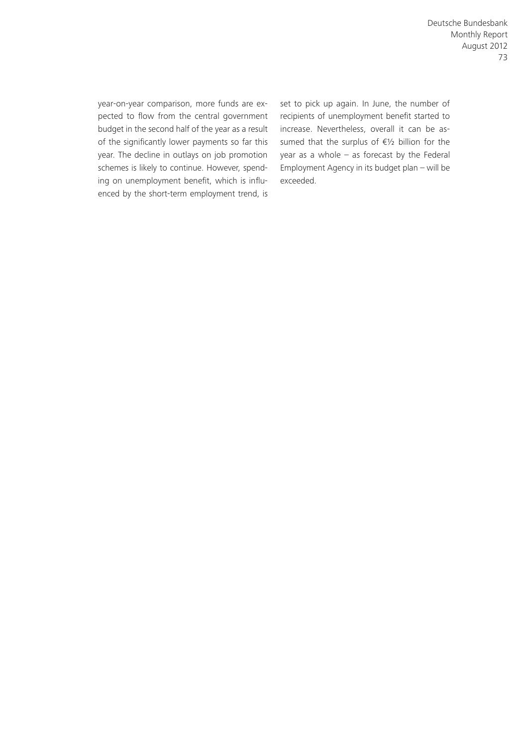year-on-year comparison, more funds are expected to flow from the central government budget in the second half of the year as a result of the significantly lower payments so far this year. The decline in outlays on job promotion schemes is likely to continue. However, spending on unemployment benefit, which is influenced by the short-term employment trend, is set to pick up again. In June, the number of recipients of unemployment benefit started to increase. Nevertheless, overall it can be assumed that the surplus of €½ billion for the year as a whole – as forecast by the Federal Employment Agency in its budget plan – will be exceeded.